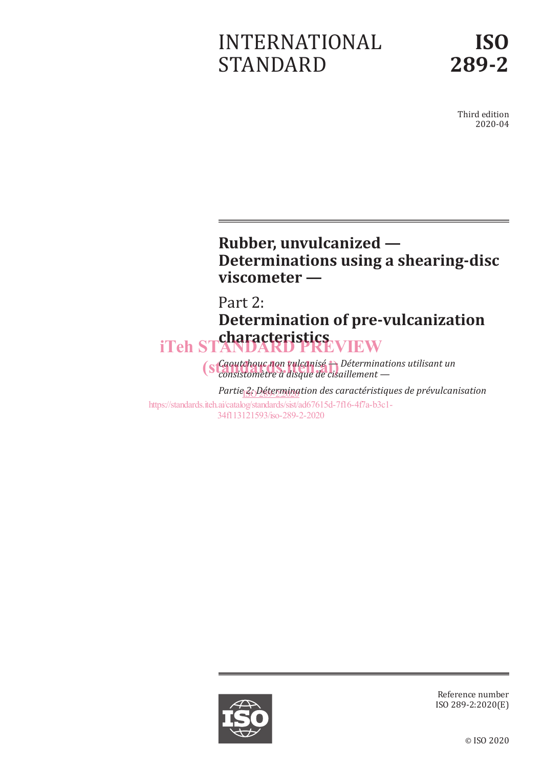# INTERNATIONAL STANDARD

# ISO 289-2

Third edition
2020-04

## Rubber, unvulcanized — Determinations using a shearing-disc viscometer —

## Part 2: Determination of pre-vulcanization characteristics

iTeh STANDARD PREVIEW
(standards.iteh.ai)

*Caoutchouc non vulcanisé — Déterminations utilisant un consistomètre à disque de cisaillement —*

*Partie 2: Détermination des caractéristiques de prévulcanisation*

ISO 289-2:2020
https://standards.iteh.ai/catalog/standards/sist/ad67615d-7f16-4f7a-b3c1-34f113121593/iso-289-2-2020

Reference number
ISO 289-2:2020(E)

© ISO 2020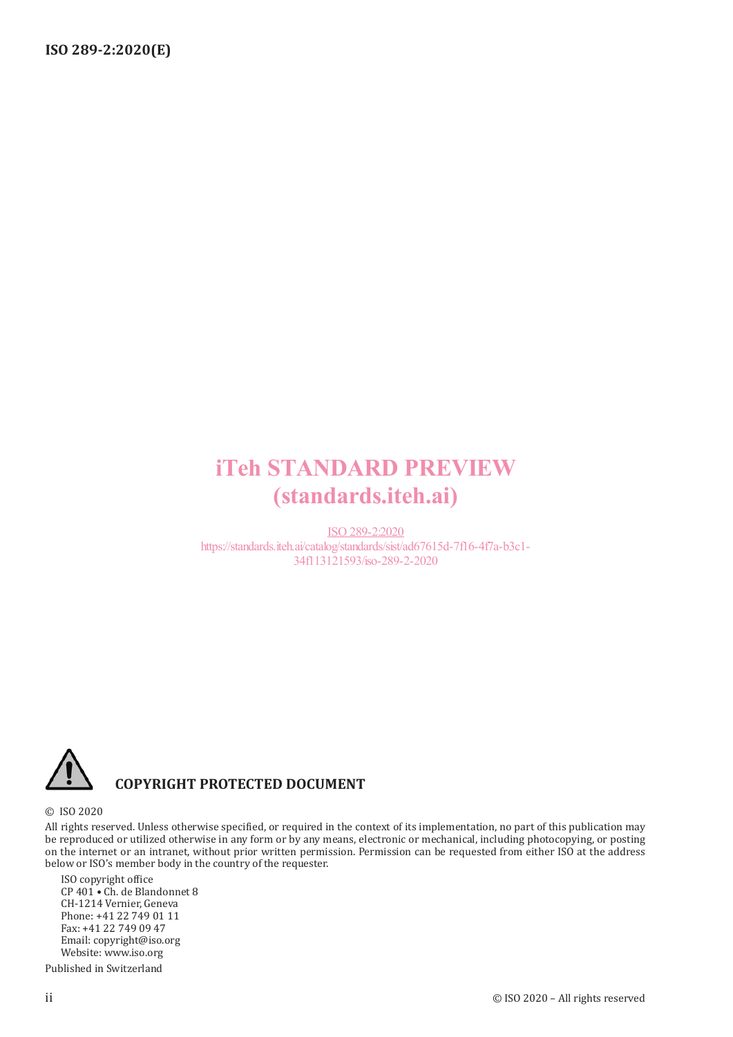iTeh STANDARD PREVIEW
(standards.iteh.ai)

ISO 289-2:2020
https://standards.iteh.ai/catalog/standards/sist/ad67615d-7f16-4f7a-b3c1-34f113121593/iso-289-2-2020

**COPYRIGHT PROTECTED DOCUMENT**

© ISO 2020

All rights reserved. Unless otherwise specified, or required in the context of its implementation, no part of this publication may be reproduced or utilized otherwise in any form or by any means, electronic or mechanical, including photocopying, or posting on the internet or an intranet, without prior written permission. Permission can be requested from either ISO at the address below or ISO's member body in the country of the requester.

ISO copyright office
CP 401 • Ch. de Blandonnet 8
CH-1214 Vernier, Geneva
Phone: +41 22 749 01 11
Fax: +41 22 749 09 47
Email: copyright@iso.org
Website: www.iso.org

Published in Switzerland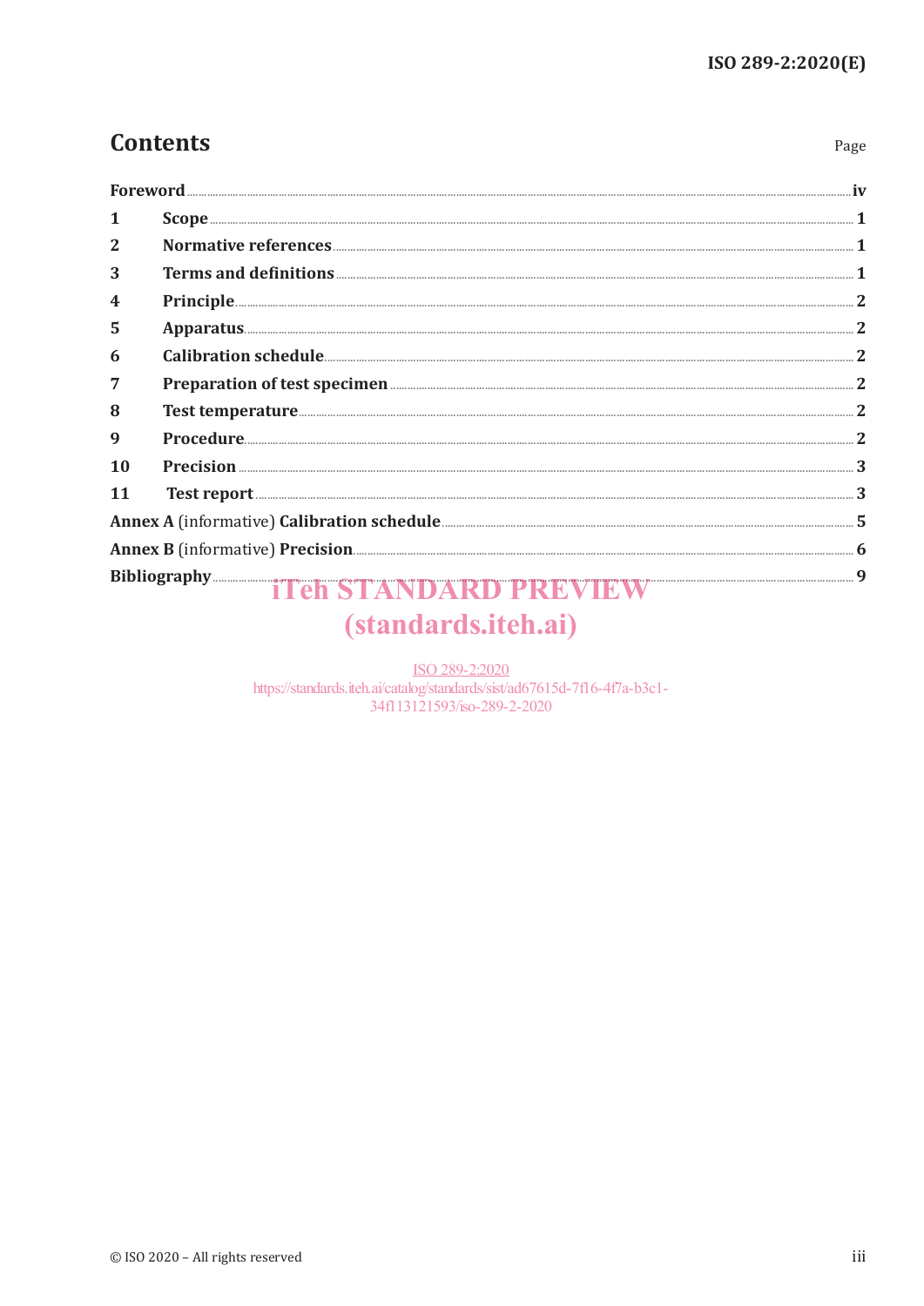# Contents

Page

| | | |
|---|---|---|
| **Foreword** | | **iv** |
| **1** | **Scope** | **1** |
| **2** | **Normative references** | **1** |
| **3** | **Terms and definitions** | **1** |
| **4** | **Principle** | **2** |
| **5** | **Apparatus** | **2** |
| **6** | **Calibration schedule** | **2** |
| **7** | **Preparation of test specimen** | **2** |
| **8** | **Test temperature** | **2** |
| **9** | **Procedure** | **2** |
| **10** | **Precision** | **3** |
| **11** | **Test report** | **3** |
| **Annex A** (informative) **Calibration schedule** | | **5** |
| **Annex B** (informative) **Precision** | | **6** |
| **Bibliography** | | **9** |

iTeh STANDARD PREVIEW
(standards.iteh.ai)

ISO 289-2:2020
https://standards.iteh.ai/catalog/standards/sist/ad67615d-7f16-4f7a-b3c1-34f113121593/iso-289-2-2020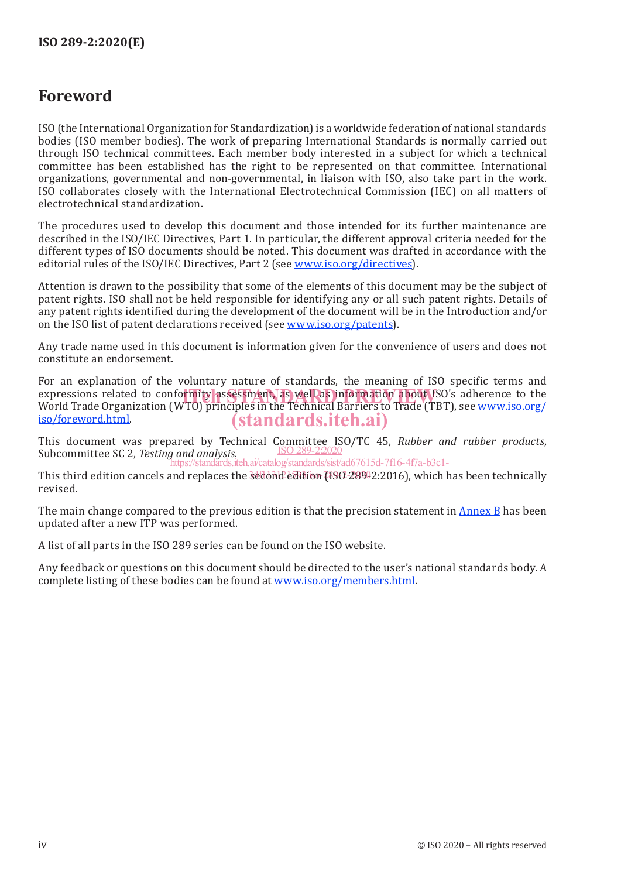# Foreword

ISO (the International Organization for Standardization) is a worldwide federation of national standards bodies (ISO member bodies). The work of preparing International Standards is normally carried out through ISO technical committees. Each member body interested in a subject for which a technical committee has been established has the right to be represented on that committee. International organizations, governmental and non-governmental, in liaison with ISO, also take part in the work. ISO collaborates closely with the International Electrotechnical Commission (IEC) on all matters of electrotechnical standardization.

The procedures used to develop this document and those intended for its further maintenance are described in the ISO/IEC Directives, Part 1. In particular, the different approval criteria needed for the different types of ISO documents should be noted. This document was drafted in accordance with the editorial rules of the ISO/IEC Directives, Part 2 (see www.iso.org/directives).

Attention is drawn to the possibility that some of the elements of this document may be the subject of patent rights. ISO shall not be held responsible for identifying any or all such patent rights. Details of any patent rights identified during the development of the document will be in the Introduction and/or on the ISO list of patent declarations received (see www.iso.org/patents).

Any trade name used in this document is information given for the convenience of users and does not constitute an endorsement.

For an explanation of the voluntary nature of standards, the meaning of ISO specific terms and expressions related to conformity assessment, as well as information about ISO's adherence to the World Trade Organization (WTO) principles in the Technical Barriers to Trade (TBT), see www.iso.org/iso/foreword.html.

This document was prepared by Technical Committee ISO/TC 45, *Rubber and rubber products*, Subcommittee SC 2, *Testing and analysis*.

This third edition cancels and replaces the second edition (ISO 289-2:2016), which has been technically revised.

The main change compared to the previous edition is that the precision statement in Annex B has been updated after a new ITP was performed.

A list of all parts in the ISO 289 series can be found on the ISO website.

Any feedback or questions on this document should be directed to the user's national standards body. A complete listing of these bodies can be found at www.iso.org/members.html.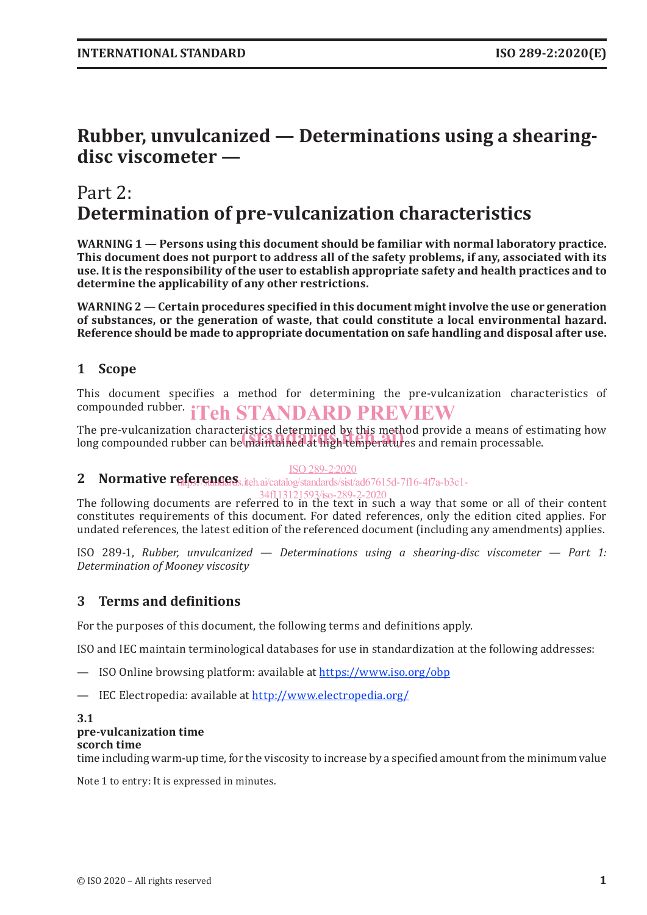# Rubber, unvulcanized — Determinations using a shearing-disc viscometer —

## Part 2: Determination of pre-vulcanization characteristics

**WARNING 1 — Persons using this document should be familiar with normal laboratory practice. This document does not purport to address all of the safety problems, if any, associated with its use. It is the responsibility of the user to establish appropriate safety and health practices and to determine the applicability of any other restrictions.**

**WARNING 2 — Certain procedures specified in this document might involve the use or generation of substances, or the generation of waste, that could constitute a local environmental hazard. Reference should be made to appropriate documentation on safe handling and disposal after use.**

## 1 Scope

This document specifies a method for determining the pre-vulcanization characteristics of compounded rubber.

The pre-vulcanization characteristics determined by this method provide a means of estimating how long compounded rubber can be maintained at high temperatures and remain processable.

## 2 Normative references

The following documents are referred to in the text in such a way that some or all of their content constitutes requirements of this document. For dated references, only the edition cited applies. For undated references, the latest edition of the referenced document (including any amendments) applies.

ISO 289-1, *Rubber, unvulcanized — Determinations using a shearing-disc viscometer — Part 1: Determination of Mooney viscosity*

## 3 Terms and definitions

For the purposes of this document, the following terms and definitions apply.

ISO and IEC maintain terminological databases for use in standardization at the following addresses:

— ISO Online browsing platform: available at https://www.iso.org/obp

— IEC Electropedia: available at http://www.electropedia.org/

**3.1**
**pre-vulcanization time**
**scorch time**
time including warm-up time, for the viscosity to increase by a specified amount from the minimum value

Note 1 to entry: It is expressed in minutes.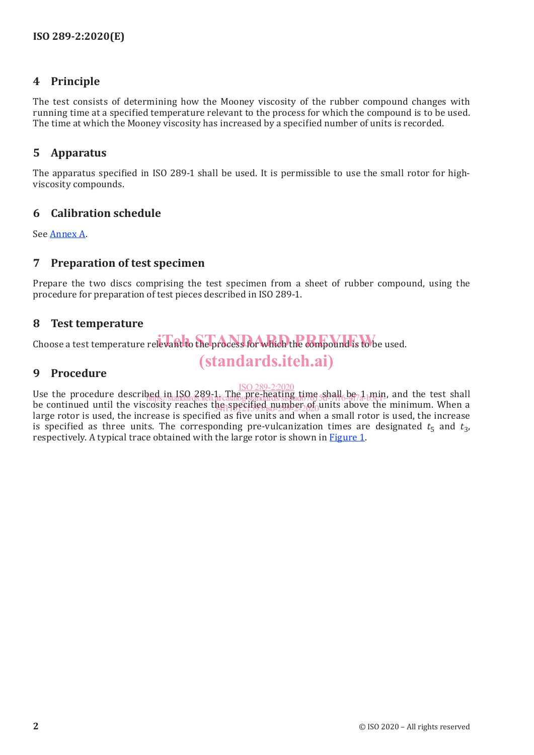## 4 Principle

The test consists of determining how the Mooney viscosity of the rubber compound changes with running time at a specified temperature relevant to the process for which the compound is to be used. The time at which the Mooney viscosity has increased by a specified number of units is recorded.

## 5 Apparatus

The apparatus specified in ISO 289-1 shall be used. It is permissible to use the small rotor for high-viscosity compounds.

## 6 Calibration schedule

See Annex A.

## 7 Preparation of test specimen

Prepare the two discs comprising the test specimen from a sheet of rubber compound, using the procedure for preparation of test pieces described in ISO 289-1.

## 8 Test temperature

Choose a test temperature relevant to the process for which the compound is to be used.

## 9 Procedure

Use the procedure described in ISO 289-1. The pre-heating time shall be 1 min, and the test shall be continued until the viscosity reaches the specified number of units above the minimum. When a large rotor is used, the increase is specified as five units and when a small rotor is used, the increase is specified as three units. The corresponding pre-vulcanization times are designated $t_5$ and $t_3$, respectively. A typical trace obtained with the large rotor is shown in Figure 1.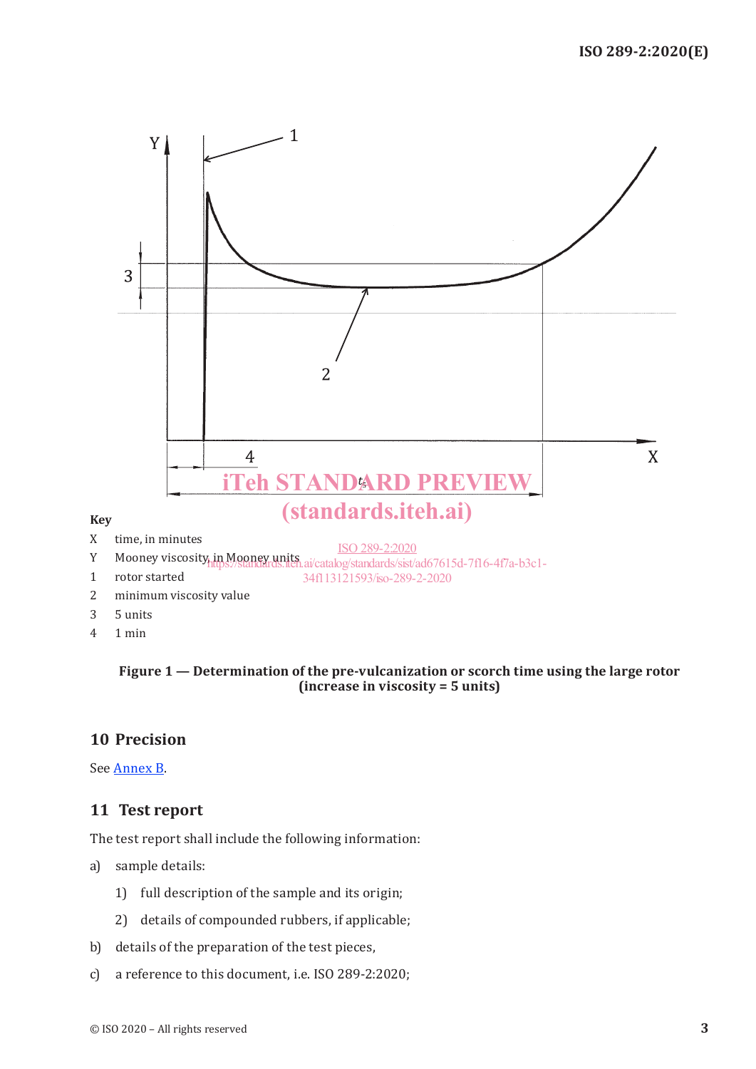Key

X time, in minutes

Y Mooney viscosity, in Mooney units

1 rotor started

2 minimum viscosity value

3 5 units

4 1 min

**Figure 1 — Determination of the pre-vulcanization or scorch time using the large rotor (increase in viscosity = 5 units)**

## 10 Precision

See Annex B.

## 11 Test report

The test report shall include the following information:

a) sample details:

1) full description of the sample and its origin;

2) details of compounded rubbers, if applicable;

b) details of the preparation of the test pieces,

c) a reference to this document, i.e. ISO 289-2:2020;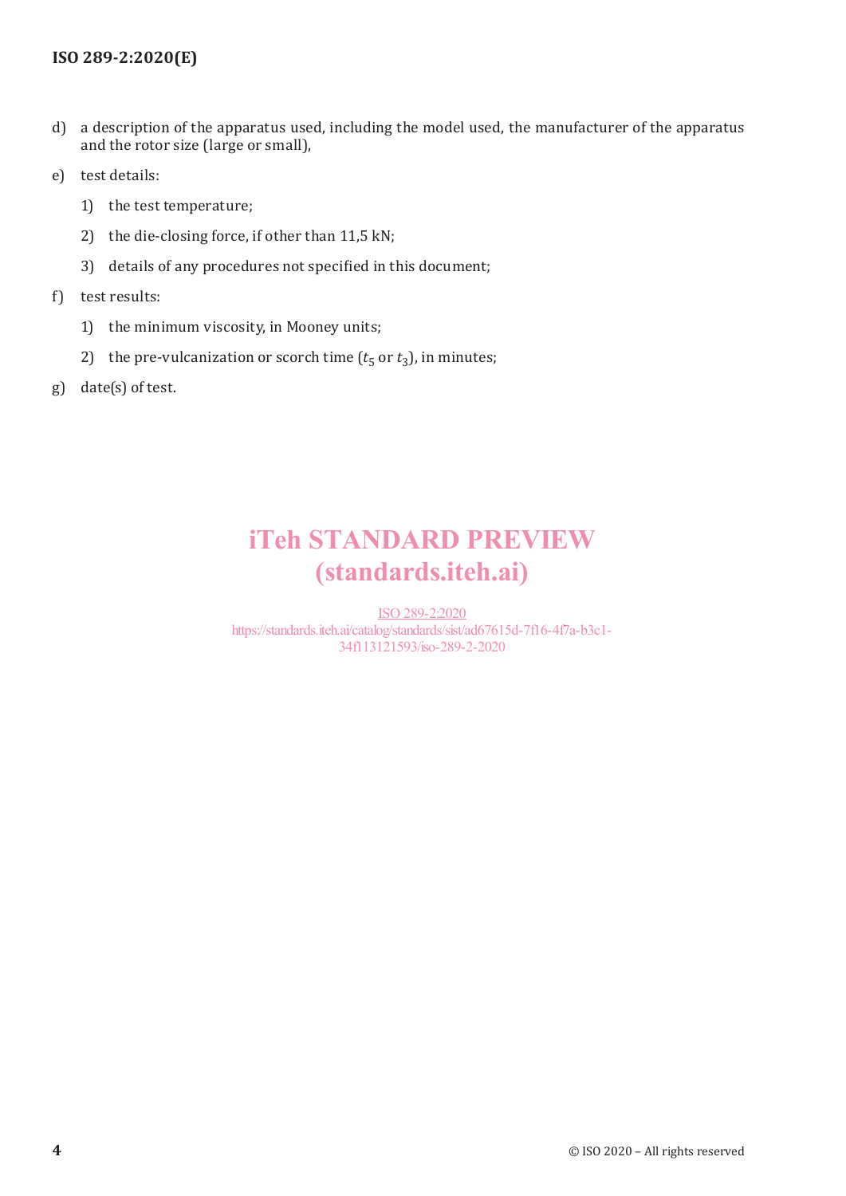d) a description of the apparatus used, including the model used, the manufacturer of the apparatus and the rotor size (large or small),

e) test details:

   1) the test temperature;

   2) the die-closing force, if other than 11,5 kN;

   3) details of any procedures not specified in this document;

f) test results:

   1) the minimum viscosity, in Mooney units;

   2) the pre-vulcanization or scorch time ($t_5$ or $t_3$), in minutes;

g) date(s) of test.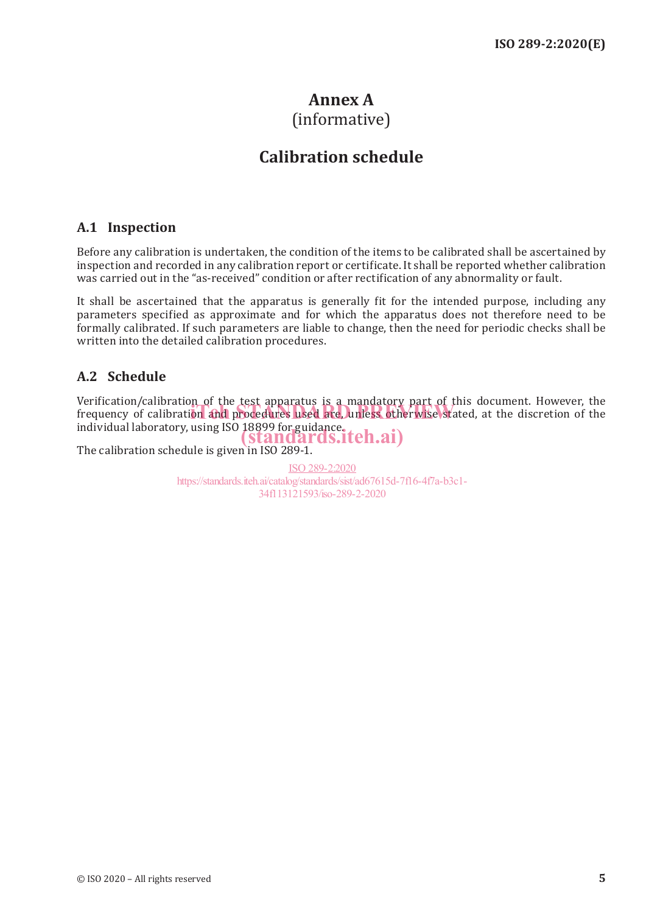# Annex A
(informative)

# Calibration schedule

## A.1 Inspection

Before any calibration is undertaken, the condition of the items to be calibrated shall be ascertained by inspection and recorded in any calibration report or certificate. It shall be reported whether calibration was carried out in the "as-received" condition or after rectification of any abnormality or fault.

It shall be ascertained that the apparatus is generally fit for the intended purpose, including any parameters specified as approximate and for which the apparatus does not therefore need to be formally calibrated. If such parameters are liable to change, then the need for periodic checks shall be written into the detailed calibration procedures.

## A.2 Schedule

Verification/calibration of the test apparatus is a mandatory part of this document. However, the frequency of calibration and procedures used are, unless otherwise stated, at the discretion of the individual laboratory, using ISO 18899 for guidance.

The calibration schedule is given in ISO 289-1.